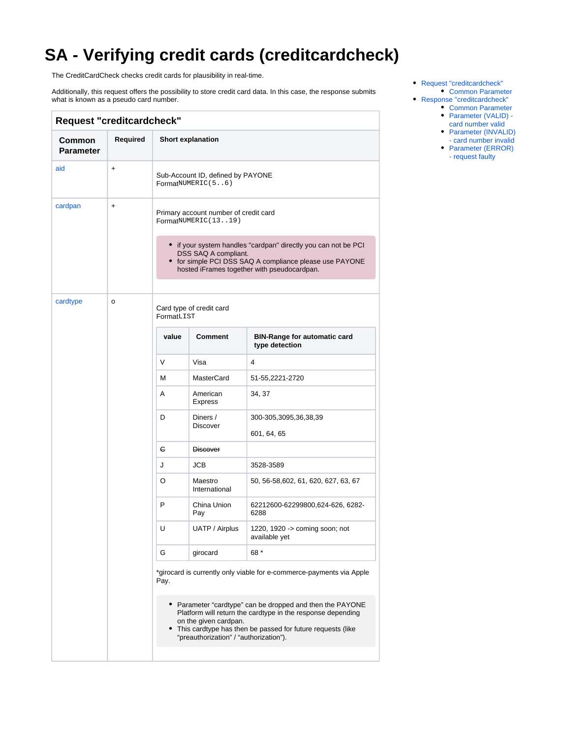# SA - Verifying credit cards (creditcardcheck)

The CreditCardCheck checks credit cards for plausibility in real-time.

Additionally, this request offers the possibility to store credit card data. In this case, the response submits what is known as a pseudo card number.

- Request "creditcardcheck"
  - Common Parameter
- Response "creditcardcheck"
  - Common Parameter
  - Parameter (VALID) - card number valid
  - Parameter (INVALID) - card number invalid
  - Parameter (ERROR) - request faulty

## Request "creditcardcheck"

| Common Parameter | Required | Short explanation |
|---|---|---|
| aid | + | Sub-Account ID, defined by PAYONE<br>Format `NUMERIC(5..6)` |
| cardpan | + | Primary account number of credit card<br>Format `NUMERIC(13..19)`<br><br>• if your system handles "cardpan" directly you can not be PCI DSS SAQ A compliant.<br>• for simple PCI DSS SAQ A compliance please use PAYONE hosted iFrames together with pseudocardpan. |
| cardtype | o | Card type of credit card<br>Format `LIST`<br><br>(see table below)<br><br>*girocard is currently only viable for e-commerce-payments via Apple Pay.<br><br>• Parameter "cardtype" can be dropped and then the PAYONE Platform will return the cardtype in the response depending on the given cardpan.<br>• This cardtype has then be passed for future requests (like "preauthorization" / "authorization"). |

**cardtype values:**

| value | Comment | BIN-Range for automatic card type detection |
|---|---|---|
| V | Visa | 4 |
| M | MasterCard | 51-55,2221-2720 |
| A | American Express | 34, 37 |
| D | Diners / Discover | 300-305,3095,36,38,39<br><br>601, 64, 65 |
| ~~C~~ | ~~Discover~~ | |
| J | JCB | 3528-3589 |
| O | Maestro International | 50, 56-58,602, 61, 620, 627, 63, 67 |
| P | China Union Pay | 62212600-62299800,624-626, 6282-6288 |
| U | UATP / Airplus | 1220, 1920 -> coming soon; not available yet |
| G | girocard | 68 * |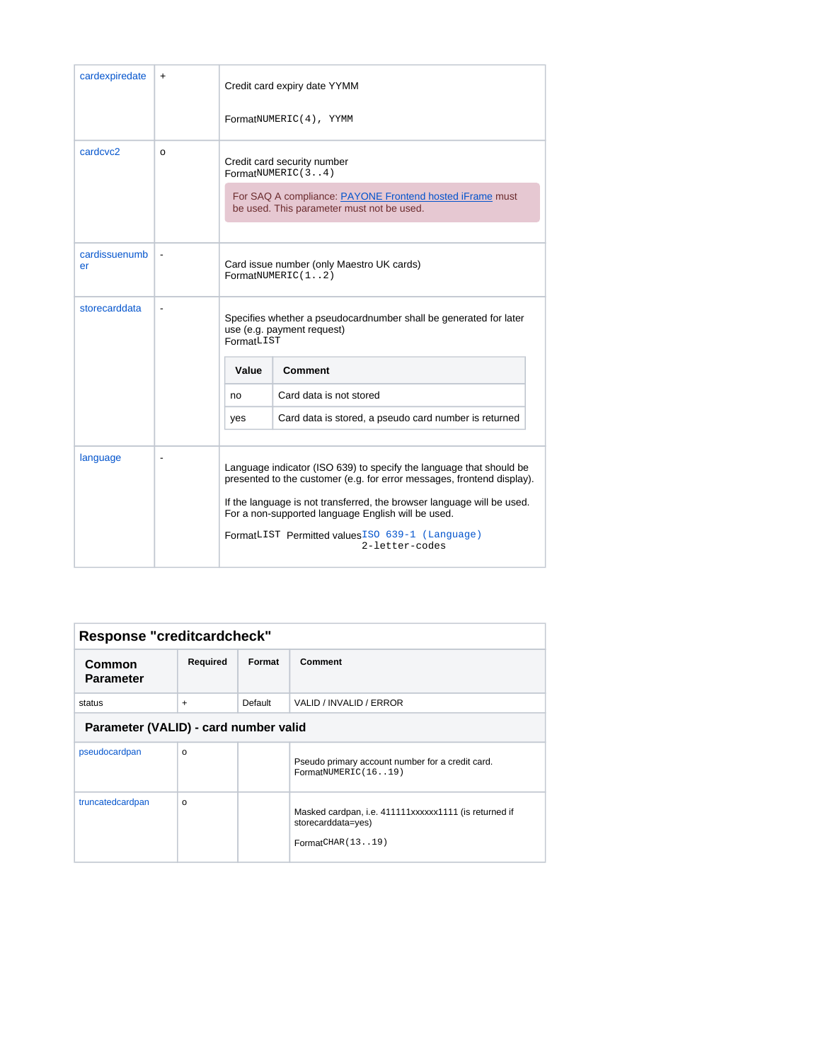| | | |
|---|---|---|
| cardexpiredate | + | Credit card expiry date YYMM<br><br>Format`NUMERIC(4), YYMM` |
| cardcvc2 | o | Credit card security number<br>Format`NUMERIC(3..4)`<br><br>For SAQ A compliance: PAYONE Frontend hosted iFrame must be used. This parameter must not be used. |
| cardissuenumber | - | Card issue number (only Maestro UK cards)<br>Format`NUMERIC(1..2)` |
| storecarddata | - | Specifies whether a pseudocardnumber shall be generated for later use (e.g. payment request)<br>Format`LIST`<br><br>**Value** / **Comment**<br>no: Card data is not stored<br>yes: Card data is stored, a pseudo card number is returned |
| language | - | Language indicator (ISO 639) to specify the language that should be presented to the customer (e.g. for error messages, frontend display).<br><br>If the language is not transferred, the browser language will be used. For a non-supported language English will be used.<br><br>Format`LIST` Permitted values`ISO 639-1 (Language) 2-letter-codes` |

| Response "creditcardcheck" | | | |
|---|---|---|---|
| **Common Parameter** | **Required** | **Format** | **Comment** |
| status | + | Default | VALID / INVALID / ERROR |
| **Parameter (VALID) - card number valid** | | | |
| pseudocardpan | o | | Pseudo primary account number for a credit card.<br>Format`NUMERIC(16..19)` |
| truncatedcardpan | o | | Masked cardpan, i.e. 411111xxxxxx1111 (is returned if storecarddata=yes)<br><br>Format`CHAR(13..19)` |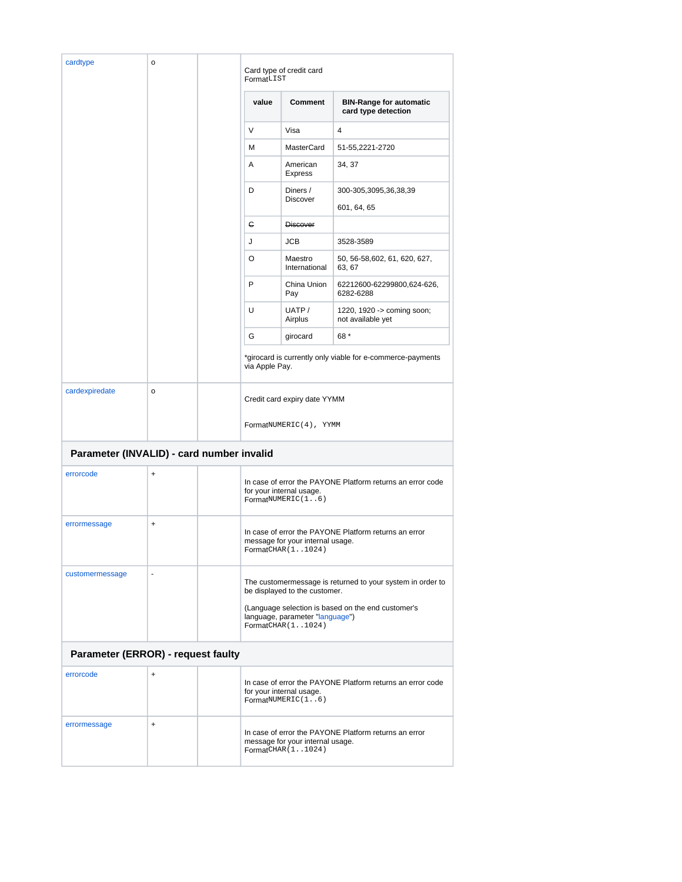| | | | |
|---|---|---|---|
| cardtype | o | | Card type of credit card<br>FormatLIST<br><br>**value** / **Comment** / **BIN-Range for automatic card type detection**<br>V / Visa / 4<br>M / MasterCard / 51-55,2221-2720<br>A / American Express / 34, 37<br>D / Diners / Discover / 300-305,3095,36,38,39<br>601, 64, 65<br>~~C~~ / ~~Discover~~ /<br>J / JCB / 3528-3589<br>O / Maestro International / 50, 56-58,602, 61, 620, 627, 63, 67<br>P / China Union Pay / 62212600-62299800,624-626, 6282-6288<br>U / UATP / Airplus / 1220, 1920 -> coming soon; not available yet<br>G / girocard / 68 *<br><br>*girocard is currently only viable for e-commerce-payments via Apple Pay. |
| cardexpiredate | o | | Credit card expiry date YYMM<br><br>FormatNUMERIC(4), YYMM |
| **Parameter (INVALID) - card number invalid** | | | |
| errorcode | + | | In case of error the PAYONE Platform returns an error code for your internal usage.<br>FormatNUMERIC(1..6) |
| errormessage | + | | In case of error the PAYONE Platform returns an error message for your internal usage.<br>FormatCHAR(1..1024) |
| customermessage | - | | The customermessage is returned to your system in order to be displayed to the customer.<br><br>(Language selection is based on the end customer's language, parameter "language")<br>FormatCHAR(1..1024) |
| **Parameter (ERROR) - request faulty** | | | |
| errorcode | + | | In case of error the PAYONE Platform returns an error code for your internal usage.<br>FormatNUMERIC(1..6) |
| errormessage | + | | In case of error the PAYONE Platform returns an error message for your internal usage.<br>FormatCHAR(1..1024) |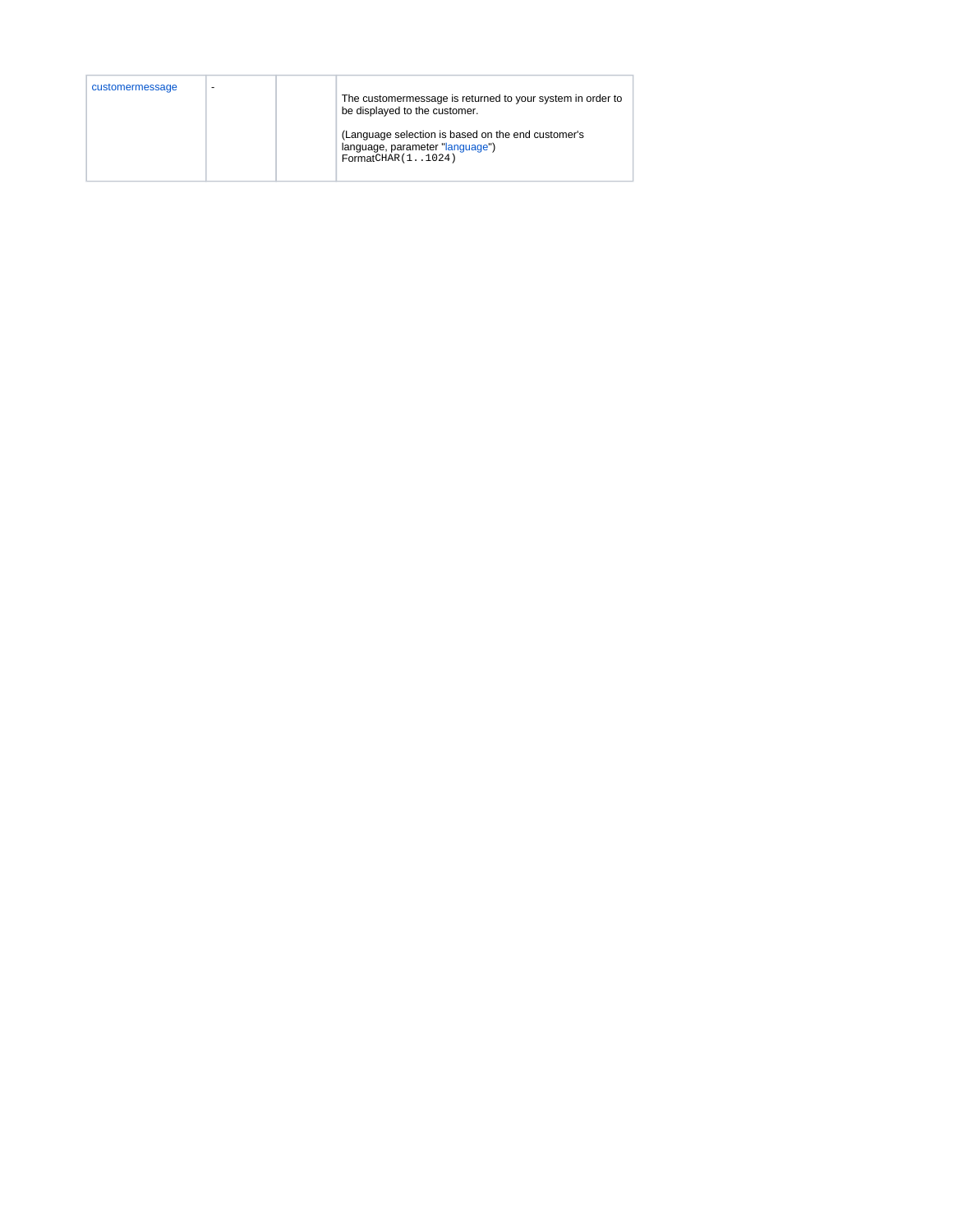| | | | |
|---|---|---|---|
| customermessage | - | | The customermessage is returned to your system in order to be displayed to the customer.<br><br>(Language selection is based on the end customer's language, parameter "language")<br>Format`CHAR(1..1024)` |